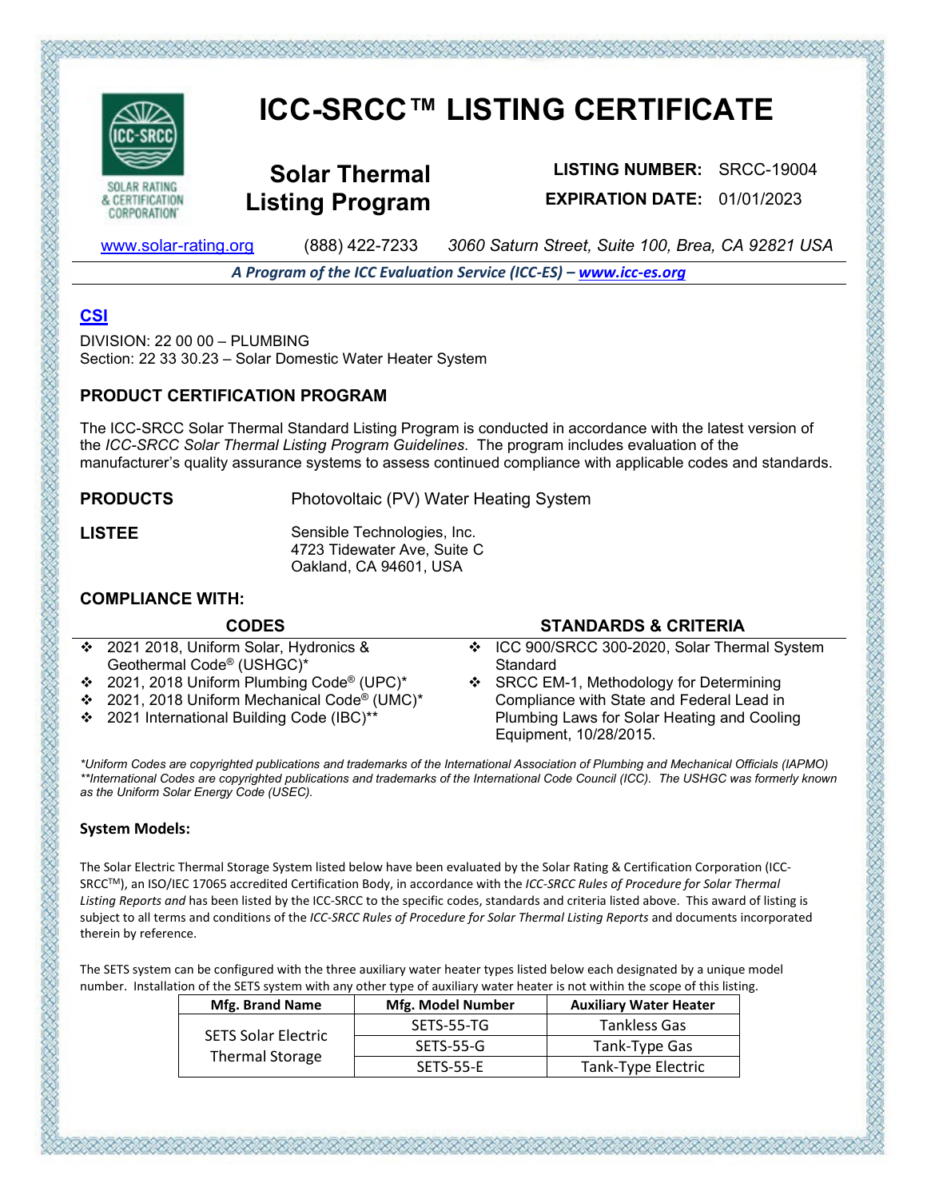# ICC-SRCC™ LISTING CERTIFICATE

SOLAR RATING & CERTIFICATION CORPORATION

## Solar Thermal Listing Program

**LISTING NUMBER:** SRCC-19004

**EXPIRATION DATE:** 01/01/2023

www.solar-rating.org (888) 422-7233 *3060 Saturn Street, Suite 100, Brea, CA 92821 USA*

***A Program of the ICC Evaluation Service (ICC-ES) – www.icc-es.org***

### CSI

DIVISION: 22 00 00 – PLUMBING
Section: 22 33 30.23 – Solar Domestic Water Heater System

### PRODUCT CERTIFICATION PROGRAM

The ICC-SRCC Solar Thermal Standard Listing Program is conducted in accordance with the latest version of the *ICC-SRCC Solar Thermal Listing Program Guidelines*. The program includes evaluation of the manufacturer's quality assurance systems to assess continued compliance with applicable codes and standards.

**PRODUCTS** Photovoltaic (PV) Water Heating System

**LISTEE** Sensible Technologies, Inc.
4723 Tidewater Ave, Suite C
Oakland, CA 94601, USA

### COMPLIANCE WITH:

**CODES**

- 2021 2018, Uniform Solar, Hydronics & Geothermal Code® (USHGC)*
- 2021, 2018 Uniform Plumbing Code® (UPC)*
- 2021, 2018 Uniform Mechanical Code® (UMC)*
- 2021 International Building Code (IBC)**

**STANDARDS & CRITERIA**

- ICC 900/SRCC 300-2020, Solar Thermal System Standard
- SRCC EM-1, Methodology for Determining Compliance with State and Federal Lead in Plumbing Laws for Solar Heating and Cooling Equipment, 10/28/2015.

*\*Uniform Codes are copyrighted publications and trademarks of the International Association of Plumbing and Mechanical Officials (IAPMO)*
*\*\*International Codes are copyrighted publications and trademarks of the International Code Council (ICC). The USHGC was formerly known as the Uniform Solar Energy Code (USEC).*

**System Models:**

The Solar Electric Thermal Storage System listed below have been evaluated by the Solar Rating & Certification Corporation (ICC-SRCC™), an ISO/IEC 17065 accredited Certification Body, in accordance with the *ICC-SRCC Rules of Procedure for Solar Thermal Listing Reports and* has been listed by the ICC-SRCC to the specific codes, standards and criteria listed above. This award of listing is subject to all terms and conditions of the *ICC-SRCC Rules of Procedure for Solar Thermal Listing Reports* and documents incorporated therein by reference.

The SETS system can be configured with the three auxiliary water heater types listed below each designated by a unique model number. Installation of the SETS system with any other type of auxiliary water heater is not within the scope of this listing.

| Mfg. Brand Name | Mfg. Model Number | Auxiliary Water Heater |
|---|---|---|
| SETS Solar Electric Thermal Storage | SETS-55-TG | Tankless Gas |
| | SETS-55-G | Tank-Type Gas |
| | SETS-55-E | Tank-Type Electric |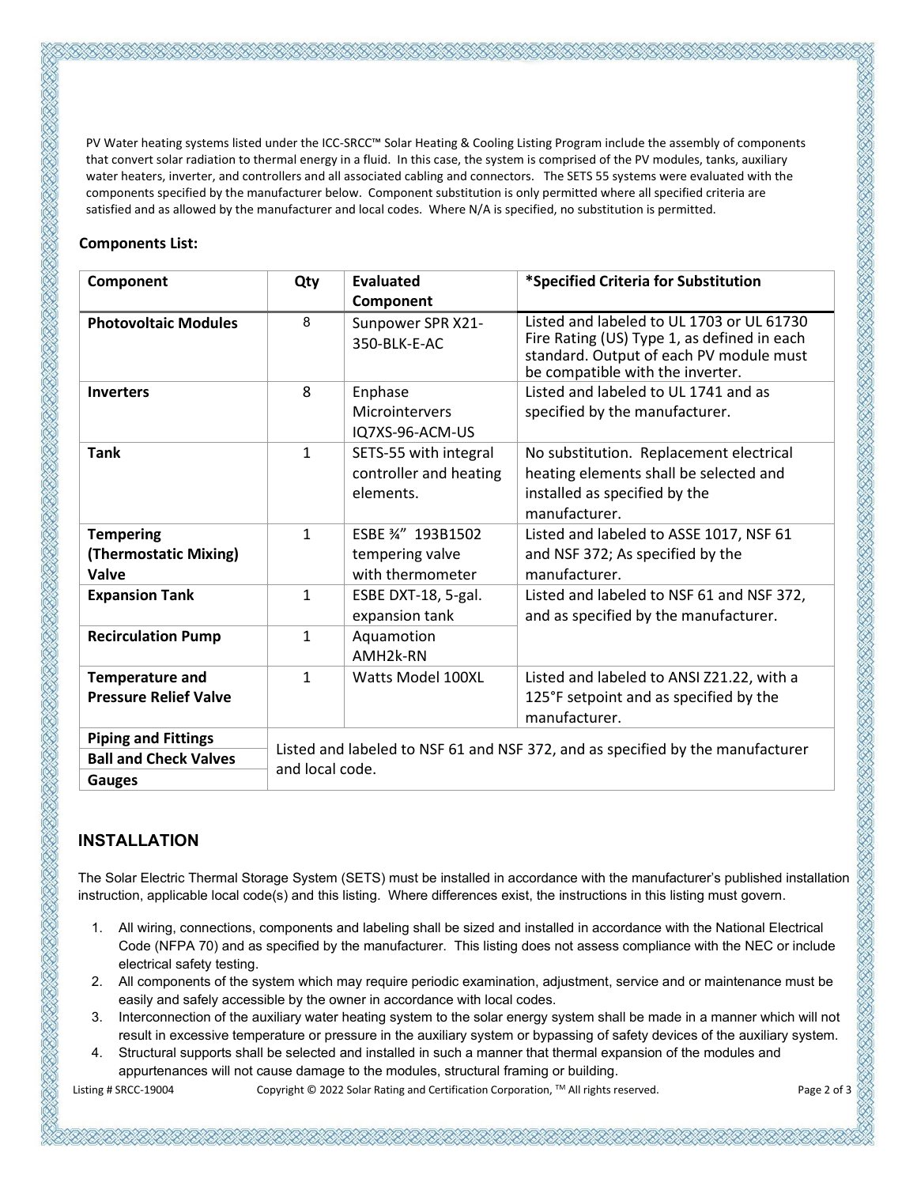PV Water heating systems listed under the ICC-SRCC™ Solar Heating & Cooling Listing Program include the assembly of components that convert solar radiation to thermal energy in a fluid. In this case, the system is comprised of the PV modules, tanks, auxiliary water heaters, inverter, and controllers and all associated cabling and connectors. The SETS 55 systems were evaluated with the components specified by the manufacturer below. Component substitution is only permitted where all specified criteria are satisfied and as allowed by the manufacturer and local codes. Where N/A is specified, no substitution is permitted.

**Components List:**

| Component | Qty | Evaluated Component | *Specified Criteria for Substitution |
|---|---|---|---|
| **Photovoltaic Modules** | 8 | Sunpower SPR X21-350-BLK-E-AC | Listed and labeled to UL 1703 or UL 61730 Fire Rating (US) Type 1, as defined in each standard. Output of each PV module must be compatible with the inverter. |
| **Inverters** | 8 | Enphase Microintervers IQ7XS-96-ACM-US | Listed and labeled to UL 1741 and as specified by the manufacturer. |
| **Tank** | 1 | SETS-55 with integral controller and heating elements. | No substitution. Replacement electrical heating elements shall be selected and installed as specified by the manufacturer. |
| **Tempering (Thermostatic Mixing) Valve** | 1 | ESBE ¾" 193B1502 tempering valve with thermometer | Listed and labeled to ASSE 1017, NSF 61 and NSF 372; As specified by the manufacturer. |
| **Expansion Tank** | 1 | ESBE DXT-18, 5-gal. expansion tank | Listed and labeled to NSF 61 and NSF 372, and as specified by the manufacturer. |
| **Recirculation Pump** | 1 | Aquamotion AMH2k-RN | |
| **Temperature and Pressure Relief Valve** | 1 | Watts Model 100XL | Listed and labeled to ANSI Z21.22, with a 125°F setpoint and as specified by the manufacturer. |
| **Piping and Fittings** | Listed and labeled to NSF 61 and NSF 372, and as specified by the manufacturer and local code. | | |
| **Ball and Check Valves** | | | |
| **Gauges** | | | |

## INSTALLATION

The Solar Electric Thermal Storage System (SETS) must be installed in accordance with the manufacturer's published installation instruction, applicable local code(s) and this listing. Where differences exist, the instructions in this listing must govern.

1. All wiring, connections, components and labeling shall be sized and installed in accordance with the National Electrical Code (NFPA 70) and as specified by the manufacturer. This listing does not assess compliance with the NEC or include electrical safety testing.
2. All components of the system which may require periodic examination, adjustment, service and or maintenance must be easily and safely accessible by the owner in accordance with local codes.
3. Interconnection of the auxiliary water heating system to the solar energy system shall be made in a manner which will not result in excessive temperature or pressure in the auxiliary system or bypassing of safety devices of the auxiliary system.
4. Structural supports shall be selected and installed in such a manner that thermal expansion of the modules and appurtenances will not cause damage to the modules, structural framing or building.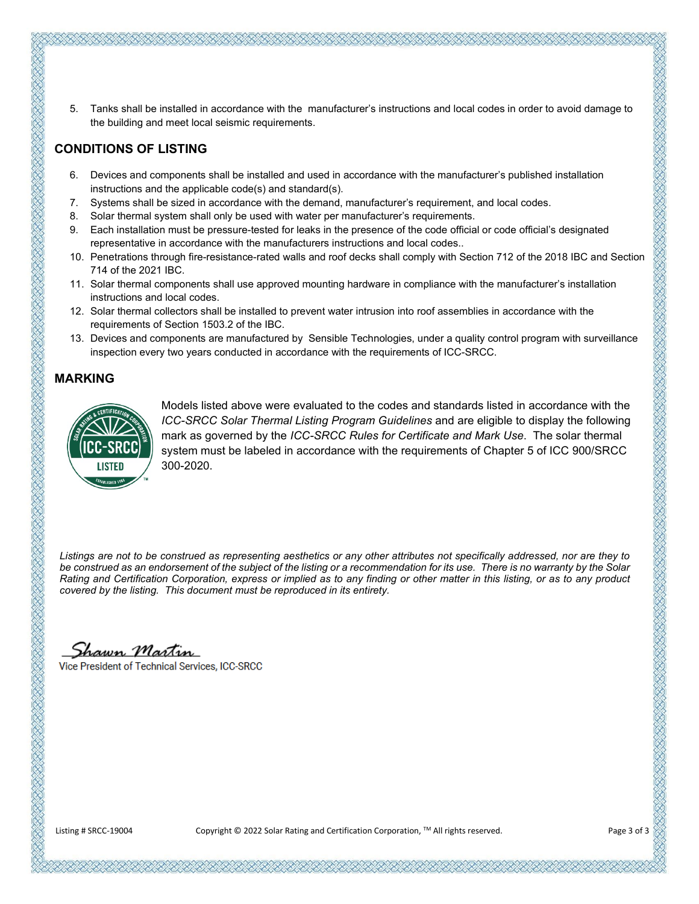5. Tanks shall be installed in accordance with the manufacturer's instructions and local codes in order to avoid damage to the building and meet local seismic requirements.

## CONDITIONS OF LISTING

6. Devices and components shall be installed and used in accordance with the manufacturer's published installation instructions and the applicable code(s) and standard(s).
7. Systems shall be sized in accordance with the demand, manufacturer's requirement, and local codes.
8. Solar thermal system shall only be used with water per manufacturer's requirements.
9. Each installation must be pressure-tested for leaks in the presence of the code official or code official's designated representative in accordance with the manufacturers instructions and local codes..
10. Penetrations through fire-resistance-rated walls and roof decks shall comply with Section 712 of the 2018 IBC and Section 714 of the 2021 IBC.
11. Solar thermal components shall use approved mounting hardware in compliance with the manufacturer's installation instructions and local codes.
12. Solar thermal collectors shall be installed to prevent water intrusion into roof assemblies in accordance with the requirements of Section 1503.2 of the IBC.
13. Devices and components are manufactured by Sensible Technologies, under a quality control program with surveillance inspection every two years conducted in accordance with the requirements of ICC-SRCC.

## MARKING

Models listed above were evaluated to the codes and standards listed in accordance with the *ICC-SRCC Solar Thermal Listing Program Guidelines* and are eligible to display the following mark as governed by the *ICC-SRCC Rules for Certificate and Mark Use*. The solar thermal system must be labeled in accordance with the requirements of Chapter 5 of ICC 900/SRCC 300-2020.

*Listings are not to be construed as representing aesthetics or any other attributes not specifically addressed, nor are they to be construed as an endorsement of the subject of the listing or a recommendation for its use. There is no warranty by the Solar Rating and Certification Corporation, express or implied as to any finding or other matter in this listing, or as to any product covered by the listing. This document must be reproduced in its entirety.*

Shawn Martin

Vice President of Technical Services, ICC-SRCC

Listing # SRCC-19004    Copyright © 2022 Solar Rating and Certification Corporation, ™ All rights reserved.